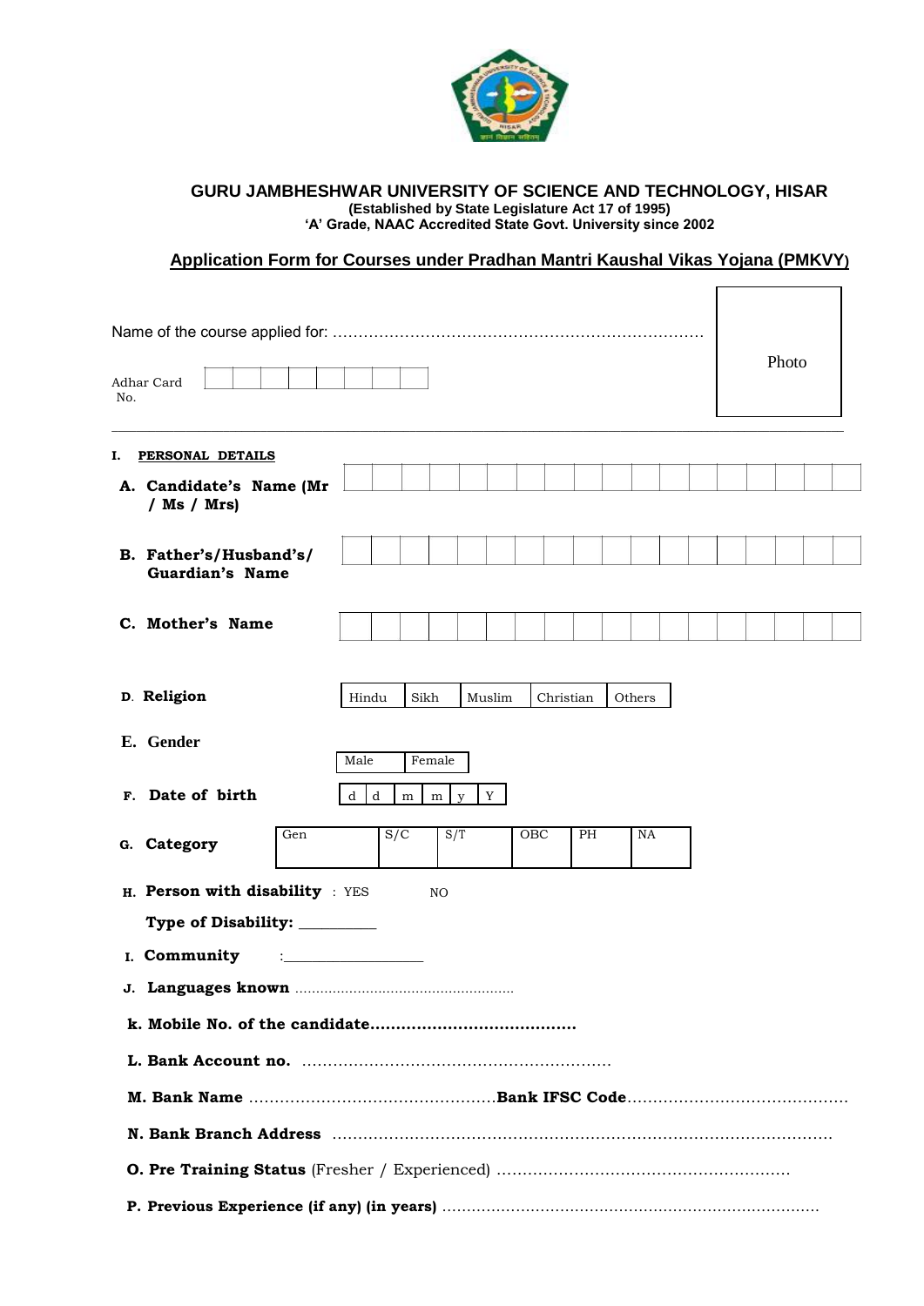**GURU JAMBHESHWAR UNIVERSITY OF SCIENCE AND TECHNOLOGY, HISAR**
**(Established by State Legislature Act 17 of 1995)**
**'A' Grade, NAAC Accredited State Govt. University since 2002**

## Application Form for Courses under Pradhan Mantri Kaushal Vikas Yojana (PMKVY)

Name of the course applied for: ......................................................................

Photo

Adhar Card No. | | | | | | | | |

---

**I. PERSONAL DETAILS**

**A. Candidate's Name (Mr / Ms / Mrs)**

**B. Father's/Husband's/ Guardian's Name**

**C. Mother's Name**

**D. Religion**

| Hindu | Sikh | Muslim | Christian | Others |
|---|---|---|---|---|

**E. Gender**

| Male | Female |
|---|---|

**F. Date of birth**

| d | d | m | m | y | Y |
|---|---|---|---|---|---|

**G. Category**

| Gen | S/C | S/T | OBC | PH | NA |
|---|---|---|---|---|---|

**H. Person with disability** : YES NO

**Type of Disability:** __________

**I. Community** :__________________

**J. Languages known** ....................................................

**k. Mobile No. of the candidate.......................................**

**L. Bank Account no.** ............................................................

**M. Bank Name** ................................................**Bank IFSC Code**...........................................

**N. Bank Branch Address** ................................................................................................

**O. Pre Training Status** (Fresher / Experienced) .........................................................

**P. Previous Experience (if any) (in years)** ...........................................................................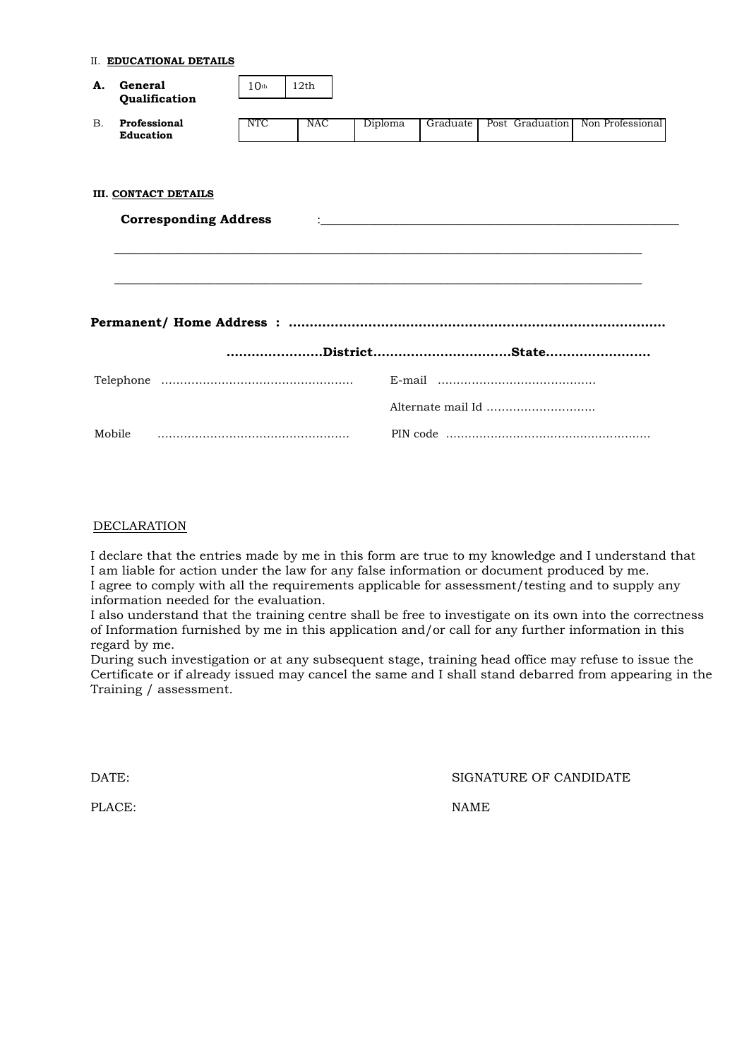II. **EDUCATIONAL DETAILS**

| | | | | | | | |
|---|---|---|---|---|---|---|---|
| **A.** | **General Qualification** | 10th | 12th | | | | |
| B. | **Professional Education** | NTC | NAC | Diploma | Graduate | Post Graduation | Non Professional |

**III. CONTACT DETAILS**

**Corresponding Address** :_______________________________________________________

_______________________________________________________________________________

_______________________________________________________________________________

**Permanent/ Home Address : ..........................................................................................**

**.......................District.................................State.........................**

Telephone ..................................................

E-mail .........................................

Alternate mail Id ............................

Mobile ..................................................

PIN code .....................................................

DECLARATION

I declare that the entries made by me in this form are true to my knowledge and I understand that I am liable for action under the law for any false information or document produced by me.
I agree to comply with all the requirements applicable for assessment/testing and to supply any information needed for the evaluation.
I also understand that the training centre shall be free to investigate on its own into the correctness of Information furnished by me in this application and/or call for any further information in this regard by me.
During such investigation or at any subsequent stage, training head office may refuse to issue the Certificate or if already issued may cancel the same and I shall stand debarred from appearing in the Training / assessment.

DATE:

SIGNATURE OF CANDIDATE

PLACE:

NAME